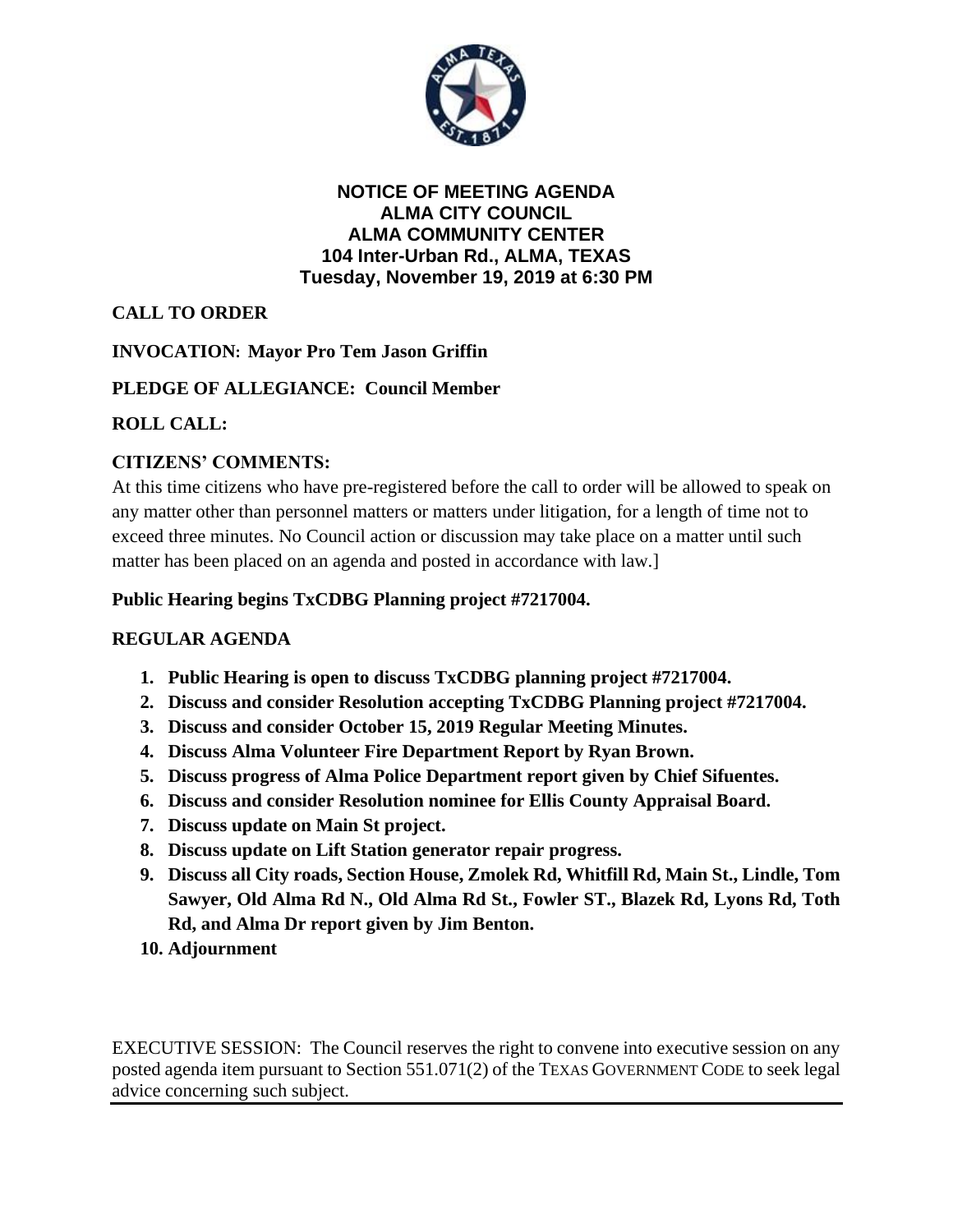**NOTICE OF MEETING AGENDA**
**ALMA CITY COUNCIL**
**ALMA COMMUNITY CENTER**
**104 Inter-Urban Rd., ALMA, TEXAS**
**Tuesday, November 19, 2019 at 6:30 PM**

**CALL TO ORDER**

**INVOCATION: Mayor Pro Tem Jason Griffin**

**PLEDGE OF ALLEGIANCE: Council Member**

**ROLL CALL:**

**CITIZENS' COMMENTS:**

At this time citizens who have pre-registered before the call to order will be allowed to speak on any matter other than personnel matters or matters under litigation, for a length of time not to exceed three minutes. No Council action or discussion may take place on a matter until such matter has been placed on an agenda and posted in accordance with law.]

**Public Hearing begins TxCDBG Planning project #7217004.**

**REGULAR AGENDA**

1. **Public Hearing is open to discuss TxCDBG planning project #7217004.**
2. **Discuss and consider Resolution accepting TxCDBG Planning project #7217004.**
3. **Discuss and consider October 15, 2019 Regular Meeting Minutes.**
4. **Discuss Alma Volunteer Fire Department Report by Ryan Brown.**
5. **Discuss progress of Alma Police Department report given by Chief Sifuentes.**
6. **Discuss and consider Resolution nominee for Ellis County Appraisal Board.**
7. **Discuss update on Main St project.**
8. **Discuss update on Lift Station generator repair progress.**
9. **Discuss all City roads, Section House, Zmolek Rd, Whitfill Rd, Main St., Lindle, Tom Sawyer, Old Alma Rd N., Old Alma Rd St., Fowler ST., Blazek Rd, Lyons Rd, Toth Rd, and Alma Dr report given by Jim Benton.**
10. **Adjournment**

EXECUTIVE SESSION: The Council reserves the right to convene into executive session on any posted agenda item pursuant to Section 551.071(2) of the TEXAS GOVERNMENT CODE to seek legal advice concerning such subject.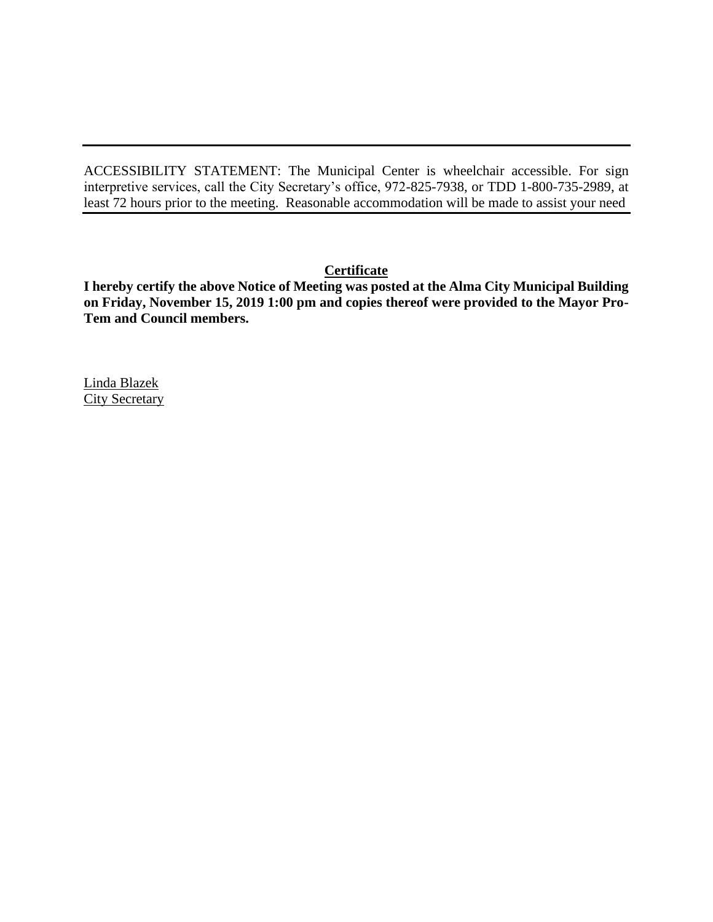---

ACCESSIBILITY STATEMENT: The Municipal Center is wheelchair accessible. For sign interpretive services, call the City Secretary's office, 972-825-7938, or TDD 1-800-735-2989, at least 72 hours prior to the meeting. Reasonable accommodation will be made to assist your need

---

**Certificate**

**I hereby certify the above Notice of Meeting was posted at the Alma City Municipal Building on Friday, November 15, 2019 1:00 pm and copies thereof were provided to the Mayor Pro-Tem and Council members.**

Linda Blazek
City Secretary